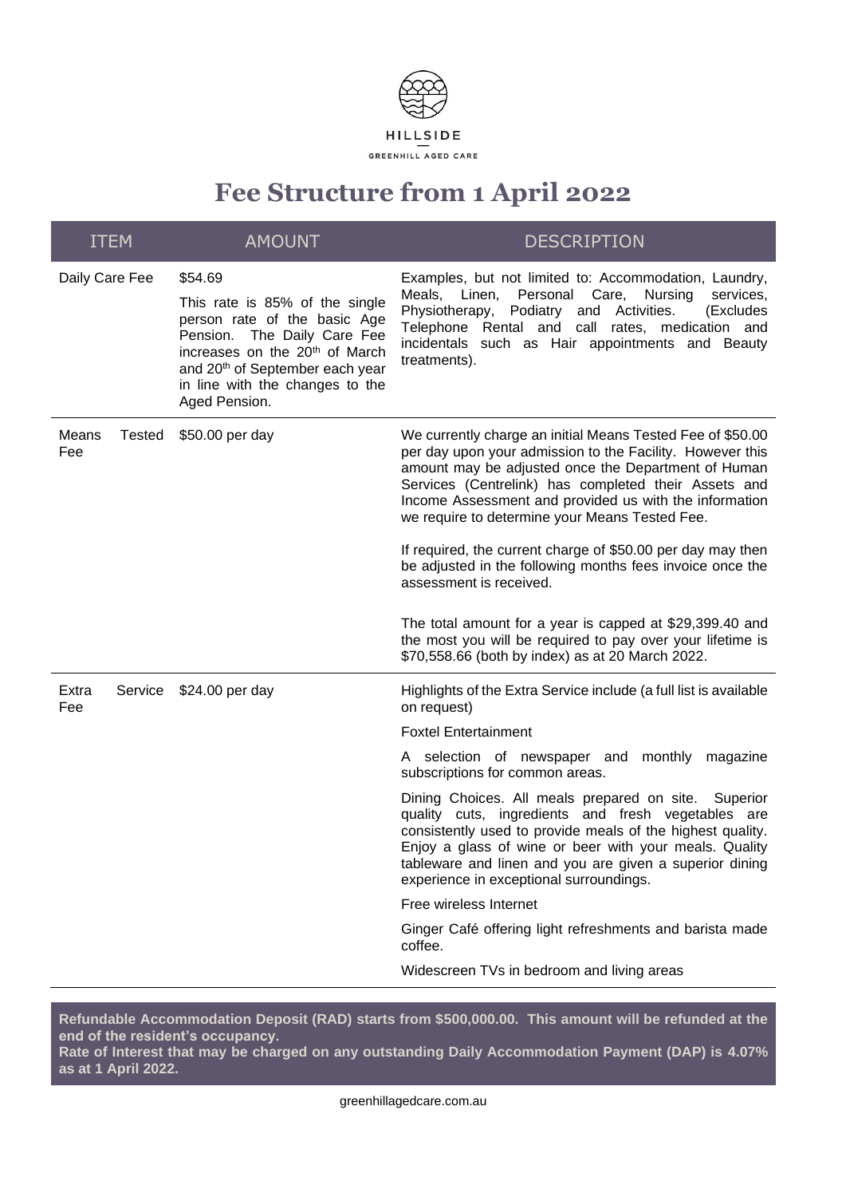HILLSIDE

GREENHILL AGED CARE

# Fee Structure from 1 April 2022

| ITEM | AMOUNT | DESCRIPTION |
|---|---|---|
| Daily Care Fee | $54.69<br><br>This rate is 85% of the single person rate of the basic Age Pension. The Daily Care Fee increases on the 20th of March and 20th of September each year in line with the changes to the Aged Pension. | Examples, but not limited to: Accommodation, Laundry, Meals, Linen, Personal Care, Nursing services, Physiotherapy, Podiatry and Activities. (Excludes Telephone Rental and call rates, medication and incidentals such as Hair appointments and Beauty treatments). |
| Means Tested Fee | $50.00 per day | We currently charge an initial Means Tested Fee of $50.00 per day upon your admission to the Facility. However this amount may be adjusted once the Department of Human Services (Centrelink) has completed their Assets and Income Assessment and provided us with the information we require to determine your Means Tested Fee.<br><br>If required, the current charge of $50.00 per day may then be adjusted in the following months fees invoice once the assessment is received.<br><br>The total amount for a year is capped at $29,399.40 and the most you will be required to pay over your lifetime is $70,558.66 (both by index) as at 20 March 2022. |
| Extra Service Fee | $24.00 per day | Highlights of the Extra Service include (a full list is available on request)<br><br>Foxtel Entertainment<br><br>A selection of newspaper and monthly magazine subscriptions for common areas.<br><br>Dining Choices. All meals prepared on site. Superior quality cuts, ingredients and fresh vegetables are consistently used to provide meals of the highest quality. Enjoy a glass of wine or beer with your meals. Quality tableware and linen and you are given a superior dining experience in exceptional surroundings.<br><br>Free wireless Internet<br><br>Ginger Café offering light refreshments and barista made coffee.<br><br>Widescreen TVs in bedroom and living areas |

**Refundable Accommodation Deposit (RAD) starts from $500,000.00. This amount will be refunded at the end of the resident's occupancy.**
**Rate of Interest that may be charged on any outstanding Daily Accommodation Payment (DAP) is 4.07% as at 1 April 2022.**

greenhillagedcare.com.au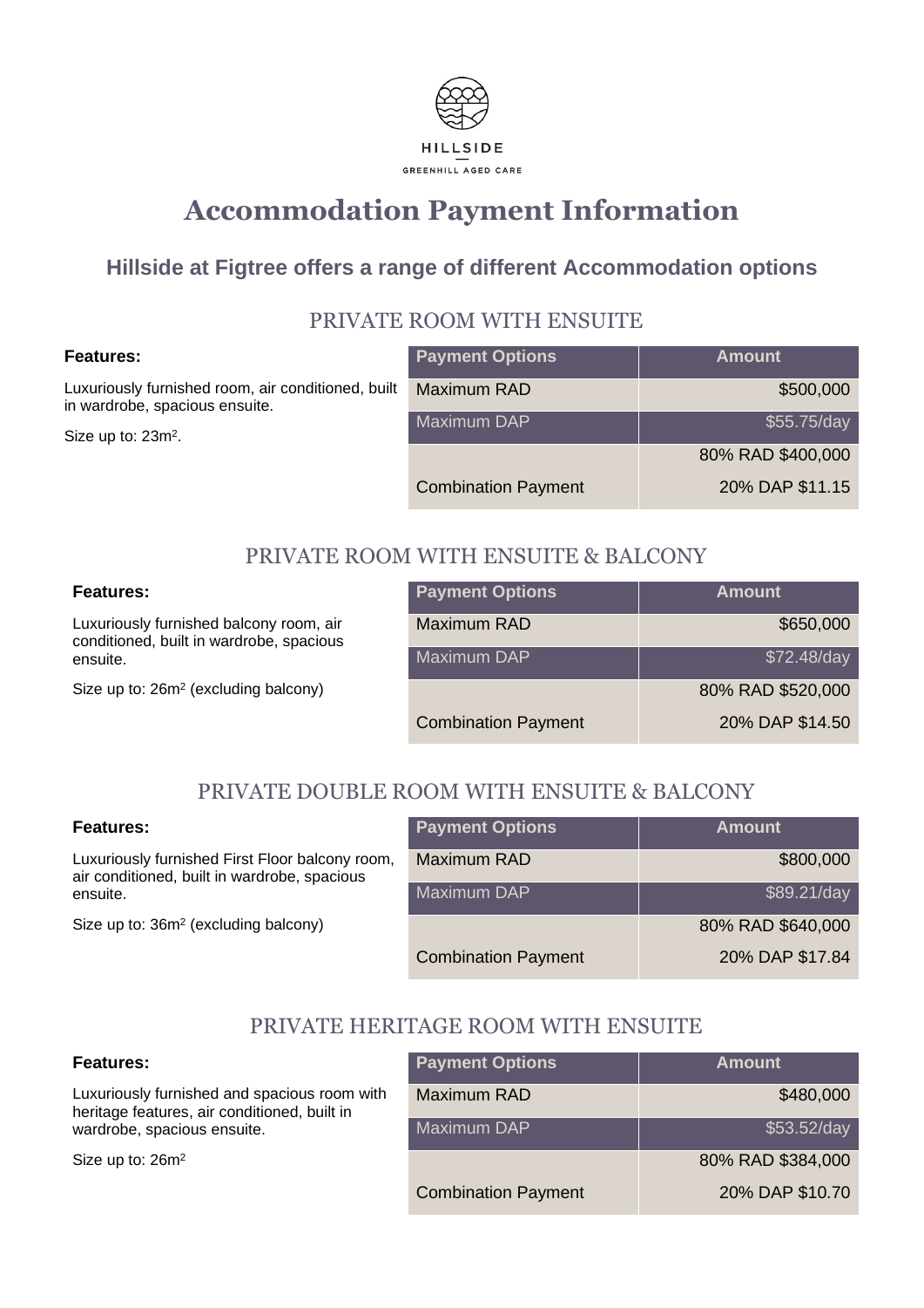HILLSIDE

GREENHILL AGED CARE

# Accommodation Payment Information

## Hillside at Figtree offers a range of different Accommodation options

### PRIVATE ROOM WITH ENSUITE

**Features:**

Luxuriously furnished room, air conditioned, built in wardrobe, spacious ensuite.

Size up to: 23m².

| Payment Options | Amount |
|---|---|
| Maximum RAD | $500,000 |
| Maximum DAP | $55.75/day |
| Combination Payment | 80% RAD $400,000 |
| | 20% DAP $11.15 |

### PRIVATE ROOM WITH ENSUITE & BALCONY

**Features:**

Luxuriously furnished balcony room, air conditioned, built in wardrobe, spacious ensuite.

Size up to: 26m² (excluding balcony)

| Payment Options | Amount |
|---|---|
| Maximum RAD | $650,000 |
| Maximum DAP | $72.48/day |
| Combination Payment | 80% RAD $520,000 |
| | 20% DAP $14.50 |

### PRIVATE DOUBLE ROOM WITH ENSUITE & BALCONY

**Features:**

Luxuriously furnished First Floor balcony room, air conditioned, built in wardrobe, spacious ensuite.

Size up to: 36m² (excluding balcony)

| Payment Options | Amount |
|---|---|
| Maximum RAD | $800,000 |
| Maximum DAP | $89.21/day |
| Combination Payment | 80% RAD $640,000 |
| | 20% DAP $17.84 |

### PRIVATE HERITAGE ROOM WITH ENSUITE

**Features:**

Luxuriously furnished and spacious room with heritage features, air conditioned, built in wardrobe, spacious ensuite.

Size up to: 26m²

| Payment Options | Amount |
|---|---|
| Maximum RAD | $480,000 |
| Maximum DAP | $53.52/day |
| Combination Payment | 80% RAD $384,000 |
| | 20% DAP $10.70 |